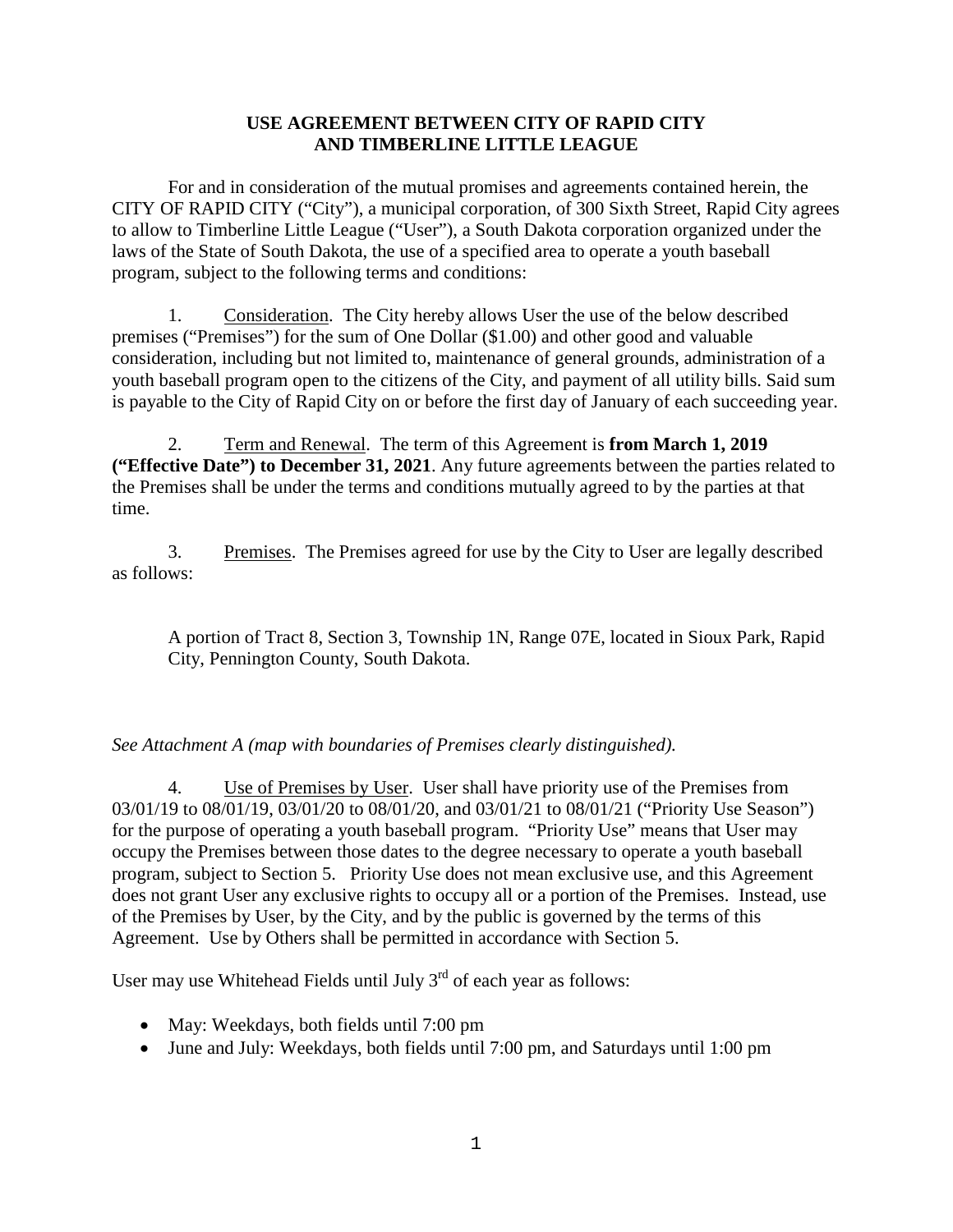# USE AGREEMENT BETWEEN CITY OF RAPID CITY AND TIMBERLINE LITTLE LEAGUE

For and in consideration of the mutual promises and agreements contained herein, the CITY OF RAPID CITY ("City"), a municipal corporation, of 300 Sixth Street, Rapid City agrees to allow to Timberline Little League ("User"), a South Dakota corporation organized under the laws of the State of South Dakota, the use of a specified area to operate a youth baseball program, subject to the following terms and conditions:

1. Consideration. The City hereby allows User the use of the below described premises ("Premises") for the sum of One Dollar ($1.00) and other good and valuable consideration, including but not limited to, maintenance of general grounds, administration of a youth baseball program open to the citizens of the City, and payment of all utility bills. Said sum is payable to the City of Rapid City on or before the first day of January of each succeeding year.

2. Term and Renewal. The term of this Agreement is **from March 1, 2019 ("Effective Date") to December 31, 2021**. Any future agreements between the parties related to the Premises shall be under the terms and conditions mutually agreed to by the parties at that time.

3. Premises. The Premises agreed for use by the City to User are legally described as follows:

   A portion of Tract 8, Section 3, Township 1N, Range 07E, located in Sioux Park, Rapid City, Pennington County, South Dakota.

*See Attachment A (map with boundaries of Premises clearly distinguished).*

4. Use of Premises by User. User shall have priority use of the Premises from 03/01/19 to 08/01/19, 03/01/20 to 08/01/20, and 03/01/21 to 08/01/21 ("Priority Use Season") for the purpose of operating a youth baseball program. "Priority Use" means that User may occupy the Premises between those dates to the degree necessary to operate a youth baseball program, subject to Section 5. Priority Use does not mean exclusive use, and this Agreement does not grant User any exclusive rights to occupy all or a portion of the Premises. Instead, use of the Premises by User, by the City, and by the public is governed by the terms of this Agreement. Use by Others shall be permitted in accordance with Section 5.

User may use Whitehead Fields until July 3rd of each year as follows:

- May: Weekdays, both fields until 7:00 pm
- June and July: Weekdays, both fields until 7:00 pm, and Saturdays until 1:00 pm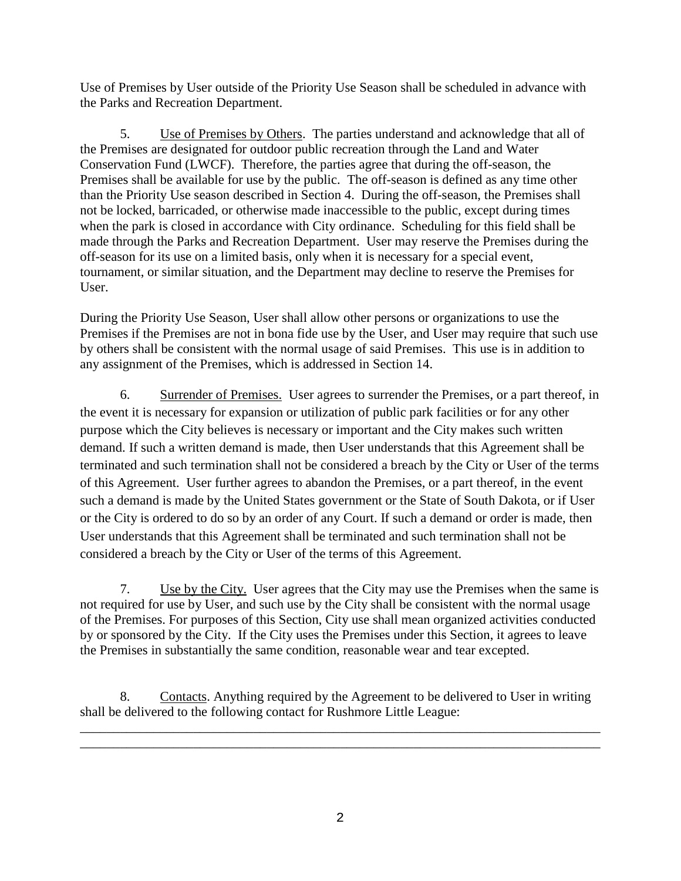Use of Premises by User outside of the Priority Use Season shall be scheduled in advance with the Parks and Recreation Department.

5. Use of Premises by Others. The parties understand and acknowledge that all of the Premises are designated for outdoor public recreation through the Land and Water Conservation Fund (LWCF). Therefore, the parties agree that during the off-season, the Premises shall be available for use by the public. The off-season is defined as any time other than the Priority Use season described in Section 4. During the off-season, the Premises shall not be locked, barricaded, or otherwise made inaccessible to the public, except during times when the park is closed in accordance with City ordinance. Scheduling for this field shall be made through the Parks and Recreation Department. User may reserve the Premises during the off-season for its use on a limited basis, only when it is necessary for a special event, tournament, or similar situation, and the Department may decline to reserve the Premises for User.

During the Priority Use Season, User shall allow other persons or organizations to use the Premises if the Premises are not in bona fide use by the User, and User may require that such use by others shall be consistent with the normal usage of said Premises. This use is in addition to any assignment of the Premises, which is addressed in Section 14.

6. Surrender of Premises. User agrees to surrender the Premises, or a part thereof, in the event it is necessary for expansion or utilization of public park facilities or for any other purpose which the City believes is necessary or important and the City makes such written demand. If such a written demand is made, then User understands that this Agreement shall be terminated and such termination shall not be considered a breach by the City or User of the terms of this Agreement. User further agrees to abandon the Premises, or a part thereof, in the event such a demand is made by the United States government or the State of South Dakota, or if User or the City is ordered to do so by an order of any Court. If such a demand or order is made, then User understands that this Agreement shall be terminated and such termination shall not be considered a breach by the City or User of the terms of this Agreement.

7. Use by the City. User agrees that the City may use the Premises when the same is not required for use by User, and such use by the City shall be consistent with the normal usage of the Premises. For purposes of this Section, City use shall mean organized activities conducted by or sponsored by the City. If the City uses the Premises under this Section, it agrees to leave the Premises in substantially the same condition, reasonable wear and tear excepted.

8. Contacts. Anything required by the Agreement to be delivered to User in writing shall be delivered to the following contact for Rushmore Little League:

\_\_\_\_\_\_\_\_\_\_\_\_\_\_\_\_\_\_\_\_\_\_\_\_\_\_\_\_\_\_\_\_\_\_\_\_\_\_\_\_\_\_\_\_\_\_\_\_\_\_\_\_\_\_\_\_\_\_\_\_\_\_\_\_\_\_\_\_\_\_\_\_\_\_\_\_\_\_

\_\_\_\_\_\_\_\_\_\_\_\_\_\_\_\_\_\_\_\_\_\_\_\_\_\_\_\_\_\_\_\_\_\_\_\_\_\_\_\_\_\_\_\_\_\_\_\_\_\_\_\_\_\_\_\_\_\_\_\_\_\_\_\_\_\_\_\_\_\_\_\_\_\_\_\_\_\_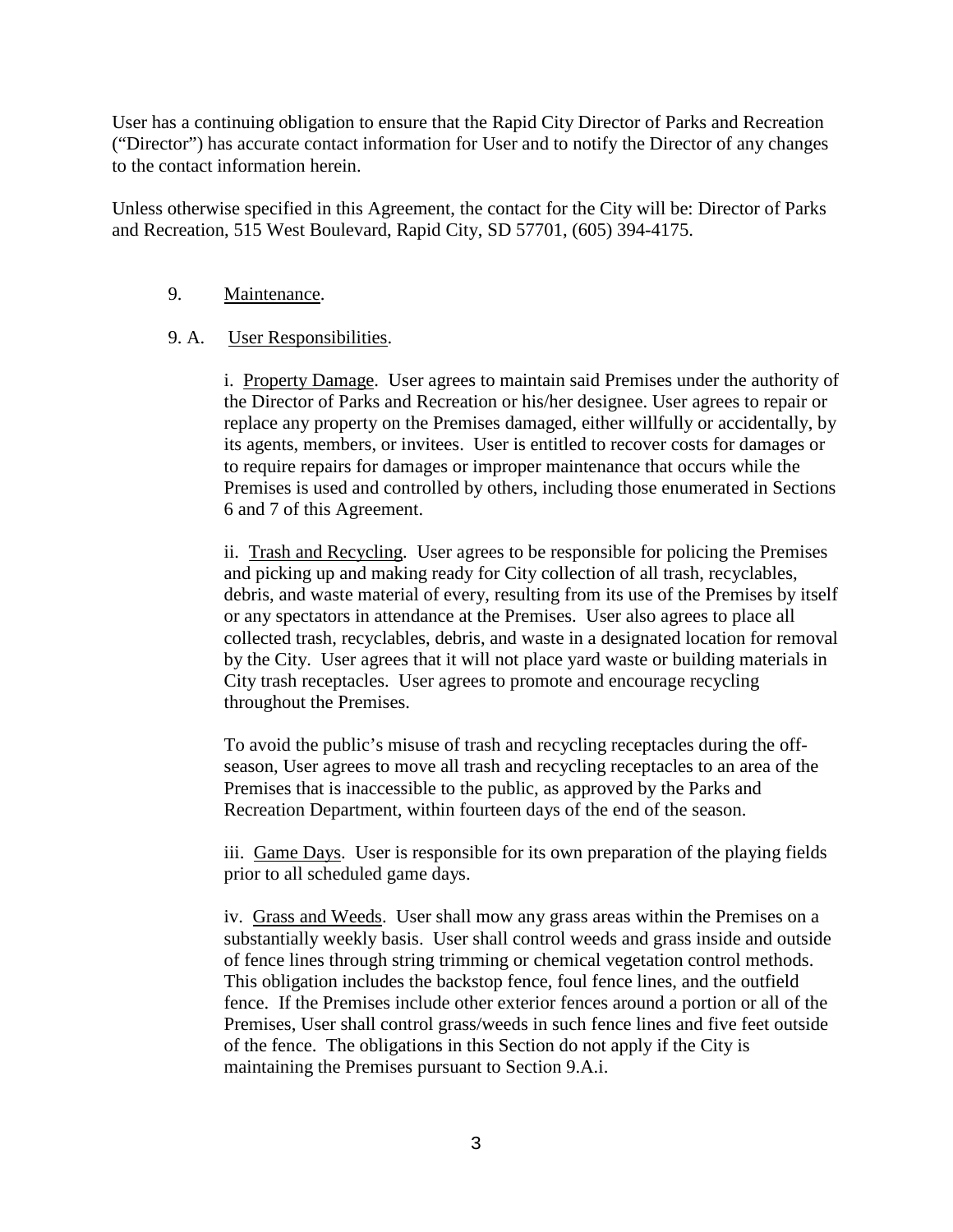User has a continuing obligation to ensure that the Rapid City Director of Parks and Recreation ("Director") has accurate contact information for User and to notify the Director of any changes to the contact information herein.

Unless otherwise specified in this Agreement, the contact for the City will be: Director of Parks and Recreation, 515 West Boulevard, Rapid City, SD 57701, (605) 394-4175.

9. Maintenance.

9. A. User Responsibilities.

i. Property Damage. User agrees to maintain said Premises under the authority of the Director of Parks and Recreation or his/her designee. User agrees to repair or replace any property on the Premises damaged, either willfully or accidentally, by its agents, members, or invitees. User is entitled to recover costs for damages or to require repairs for damages or improper maintenance that occurs while the Premises is used and controlled by others, including those enumerated in Sections 6 and 7 of this Agreement.

ii. Trash and Recycling. User agrees to be responsible for policing the Premises and picking up and making ready for City collection of all trash, recyclables, debris, and waste material of every, resulting from its use of the Premises by itself or any spectators in attendance at the Premises. User also agrees to place all collected trash, recyclables, debris, and waste in a designated location for removal by the City. User agrees that it will not place yard waste or building materials in City trash receptacles. User agrees to promote and encourage recycling throughout the Premises.

To avoid the public's misuse of trash and recycling receptacles during the off-season, User agrees to move all trash and recycling receptacles to an area of the Premises that is inaccessible to the public, as approved by the Parks and Recreation Department, within fourteen days of the end of the season.

iii. Game Days. User is responsible for its own preparation of the playing fields prior to all scheduled game days.

iv. Grass and Weeds. User shall mow any grass areas within the Premises on a substantially weekly basis. User shall control weeds and grass inside and outside of fence lines through string trimming or chemical vegetation control methods. This obligation includes the backstop fence, foul fence lines, and the outfield fence. If the Premises include other exterior fences around a portion or all of the Premises, User shall control grass/weeds in such fence lines and five feet outside of the fence. The obligations in this Section do not apply if the City is maintaining the Premises pursuant to Section 9.A.i.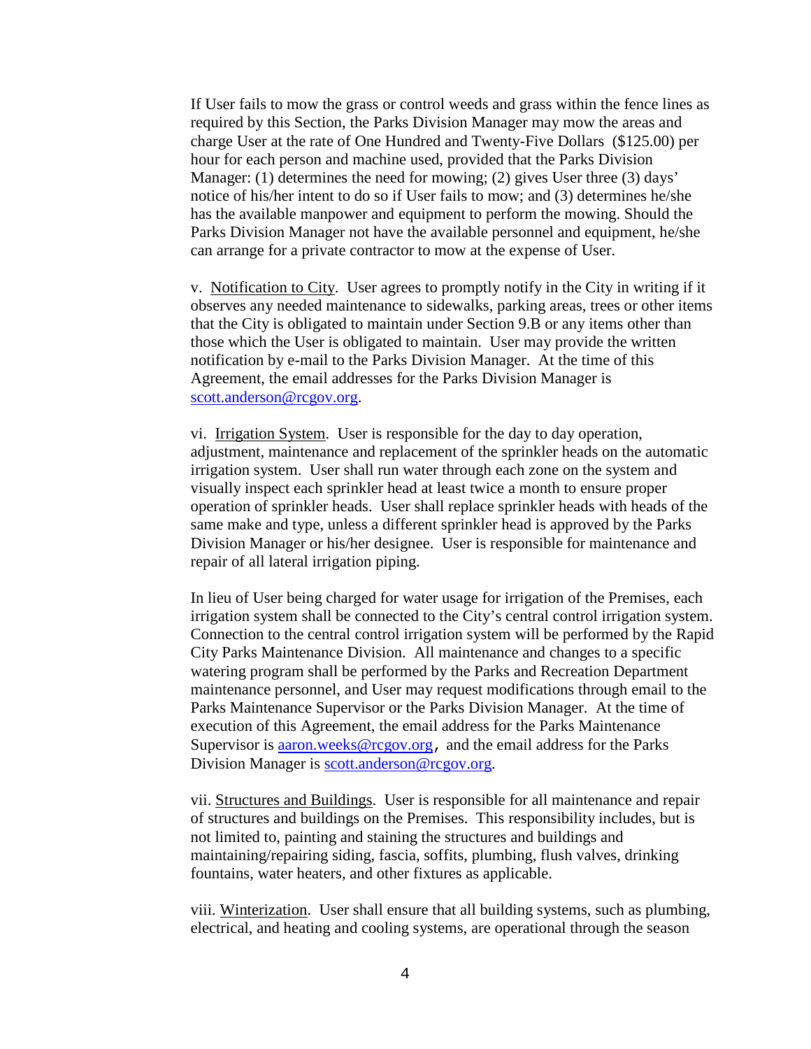If User fails to mow the grass or control weeds and grass within the fence lines as required by this Section, the Parks Division Manager may mow the areas and charge User at the rate of One Hundred and Twenty-Five Dollars ($125.00) per hour for each person and machine used, provided that the Parks Division Manager: (1) determines the need for mowing; (2) gives User three (3) days' notice of his/her intent to do so if User fails to mow; and (3) determines he/she has the available manpower and equipment to perform the mowing. Should the Parks Division Manager not have the available personnel and equipment, he/she can arrange for a private contractor to mow at the expense of User.

v. Notification to City. User agrees to promptly notify in the City in writing if it observes any needed maintenance to sidewalks, parking areas, trees or other items that the City is obligated to maintain under Section 9.B or any items other than those which the User is obligated to maintain. User may provide the written notification by e-mail to the Parks Division Manager. At the time of this Agreement, the email addresses for the Parks Division Manager is scott.anderson@rcgov.org.

vi. Irrigation System. User is responsible for the day to day operation, adjustment, maintenance and replacement of the sprinkler heads on the automatic irrigation system. User shall run water through each zone on the system and visually inspect each sprinkler head at least twice a month to ensure proper operation of sprinkler heads. User shall replace sprinkler heads with heads of the same make and type, unless a different sprinkler head is approved by the Parks Division Manager or his/her designee. User is responsible for maintenance and repair of all lateral irrigation piping.

In lieu of User being charged for water usage for irrigation of the Premises, each irrigation system shall be connected to the City's central control irrigation system. Connection to the central control irrigation system will be performed by the Rapid City Parks Maintenance Division. All maintenance and changes to a specific watering program shall be performed by the Parks and Recreation Department maintenance personnel, and User may request modifications through email to the Parks Maintenance Supervisor or the Parks Division Manager. At the time of execution of this Agreement, the email address for the Parks Maintenance Supervisor is aaron.weeks@rcgov.org, and the email address for the Parks Division Manager is scott.anderson@rcgov.org.

vii. Structures and Buildings. User is responsible for all maintenance and repair of structures and buildings on the Premises. This responsibility includes, but is not limited to, painting and staining the structures and buildings and maintaining/repairing siding, fascia, soffits, plumbing, flush valves, drinking fountains, water heaters, and other fixtures as applicable.

viii. Winterization. User shall ensure that all building systems, such as plumbing, electrical, and heating and cooling systems, are operational through the season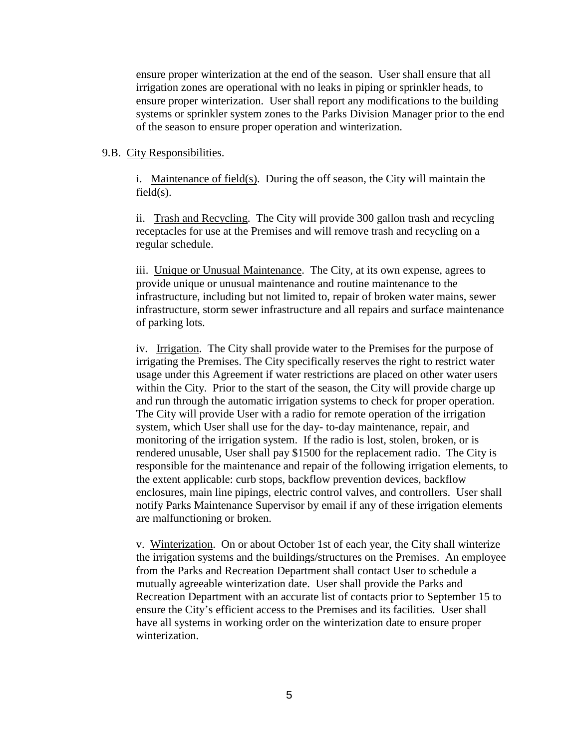ensure proper winterization at the end of the season. User shall ensure that all irrigation zones are operational with no leaks in piping or sprinkler heads, to ensure proper winterization. User shall report any modifications to the building systems or sprinkler system zones to the Parks Division Manager prior to the end of the season to ensure proper operation and winterization.

9.B. City Responsibilities.

i. Maintenance of field(s). During the off season, the City will maintain the field(s).

ii. Trash and Recycling. The City will provide 300 gallon trash and recycling receptacles for use at the Premises and will remove trash and recycling on a regular schedule.

iii. Unique or Unusual Maintenance. The City, at its own expense, agrees to provide unique or unusual maintenance and routine maintenance to the infrastructure, including but not limited to, repair of broken water mains, sewer infrastructure, storm sewer infrastructure and all repairs and surface maintenance of parking lots.

iv. Irrigation. The City shall provide water to the Premises for the purpose of irrigating the Premises. The City specifically reserves the right to restrict water usage under this Agreement if water restrictions are placed on other water users within the City. Prior to the start of the season, the City will provide charge up and run through the automatic irrigation systems to check for proper operation. The City will provide User with a radio for remote operation of the irrigation system, which User shall use for the day- to-day maintenance, repair, and monitoring of the irrigation system. If the radio is lost, stolen, broken, or is rendered unusable, User shall pay $1500 for the replacement radio. The City is responsible for the maintenance and repair of the following irrigation elements, to the extent applicable: curb stops, backflow prevention devices, backflow enclosures, main line pipings, electric control valves, and controllers. User shall notify Parks Maintenance Supervisor by email if any of these irrigation elements are malfunctioning or broken.

v. Winterization. On or about October 1st of each year, the City shall winterize the irrigation systems and the buildings/structures on the Premises. An employee from the Parks and Recreation Department shall contact User to schedule a mutually agreeable winterization date. User shall provide the Parks and Recreation Department with an accurate list of contacts prior to September 15 to ensure the City's efficient access to the Premises and its facilities. User shall have all systems in working order on the winterization date to ensure proper winterization.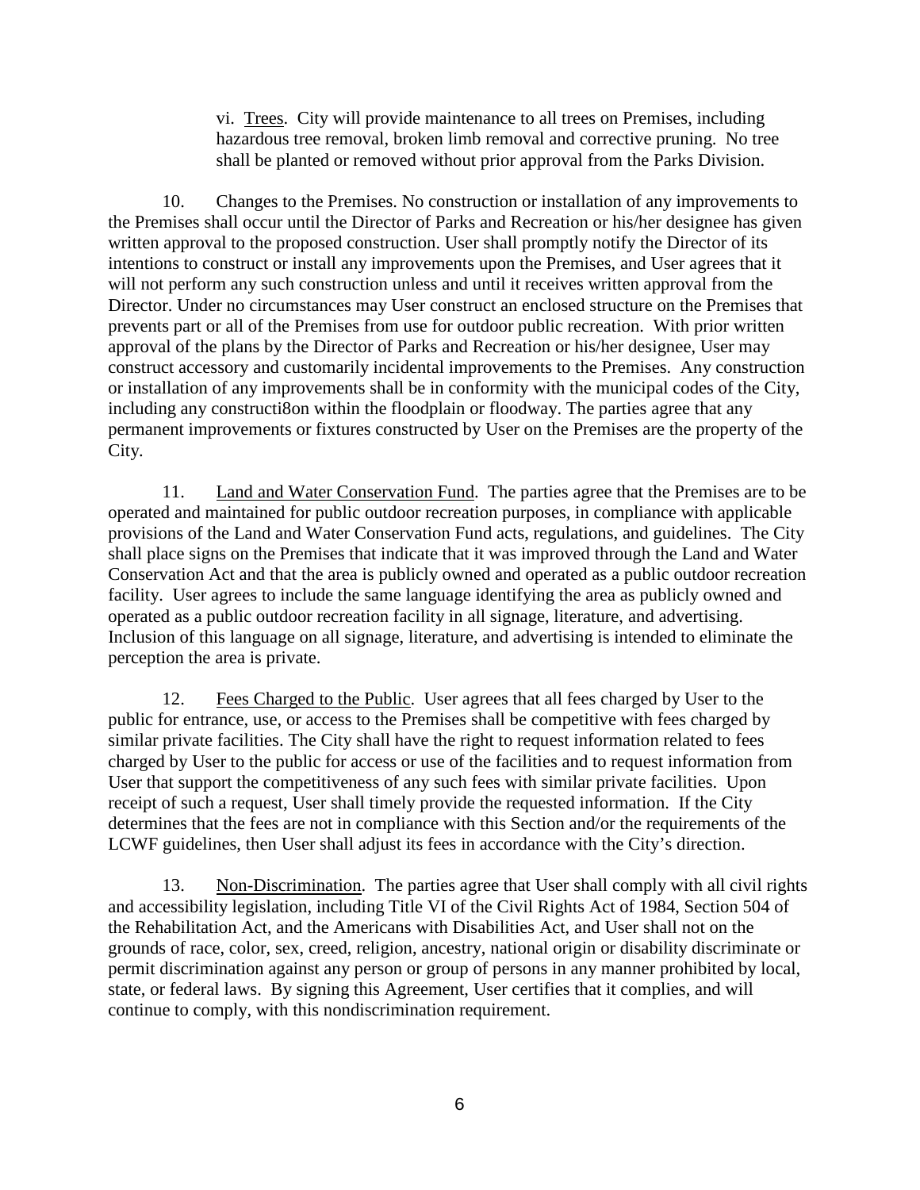vi. Trees. City will provide maintenance to all trees on Premises, including hazardous tree removal, broken limb removal and corrective pruning. No tree shall be planted or removed without prior approval from the Parks Division.

10. Changes to the Premises. No construction or installation of any improvements to the Premises shall occur until the Director of Parks and Recreation or his/her designee has given written approval to the proposed construction. User shall promptly notify the Director of its intentions to construct or install any improvements upon the Premises, and User agrees that it will not perform any such construction unless and until it receives written approval from the Director. Under no circumstances may User construct an enclosed structure on the Premises that prevents part or all of the Premises from use for outdoor public recreation. With prior written approval of the plans by the Director of Parks and Recreation or his/her designee, User may construct accessory and customarily incidental improvements to the Premises. Any construction or installation of any improvements shall be in conformity with the municipal codes of the City, including any constructi8on within the floodplain or floodway. The parties agree that any permanent improvements or fixtures constructed by User on the Premises are the property of the City.

11. Land and Water Conservation Fund. The parties agree that the Premises are to be operated and maintained for public outdoor recreation purposes, in compliance with applicable provisions of the Land and Water Conservation Fund acts, regulations, and guidelines. The City shall place signs on the Premises that indicate that it was improved through the Land and Water Conservation Act and that the area is publicly owned and operated as a public outdoor recreation facility. User agrees to include the same language identifying the area as publicly owned and operated as a public outdoor recreation facility in all signage, literature, and advertising. Inclusion of this language on all signage, literature, and advertising is intended to eliminate the perception the area is private.

12. Fees Charged to the Public. User agrees that all fees charged by User to the public for entrance, use, or access to the Premises shall be competitive with fees charged by similar private facilities. The City shall have the right to request information related to fees charged by User to the public for access or use of the facilities and to request information from User that support the competitiveness of any such fees with similar private facilities. Upon receipt of such a request, User shall timely provide the requested information. If the City determines that the fees are not in compliance with this Section and/or the requirements of the LCWF guidelines, then User shall adjust its fees in accordance with the City's direction.

13. Non-Discrimination. The parties agree that User shall comply with all civil rights and accessibility legislation, including Title VI of the Civil Rights Act of 1984, Section 504 of the Rehabilitation Act, and the Americans with Disabilities Act, and User shall not on the grounds of race, color, sex, creed, religion, ancestry, national origin or disability discriminate or permit discrimination against any person or group of persons in any manner prohibited by local, state, or federal laws. By signing this Agreement, User certifies that it complies, and will continue to comply, with this nondiscrimination requirement.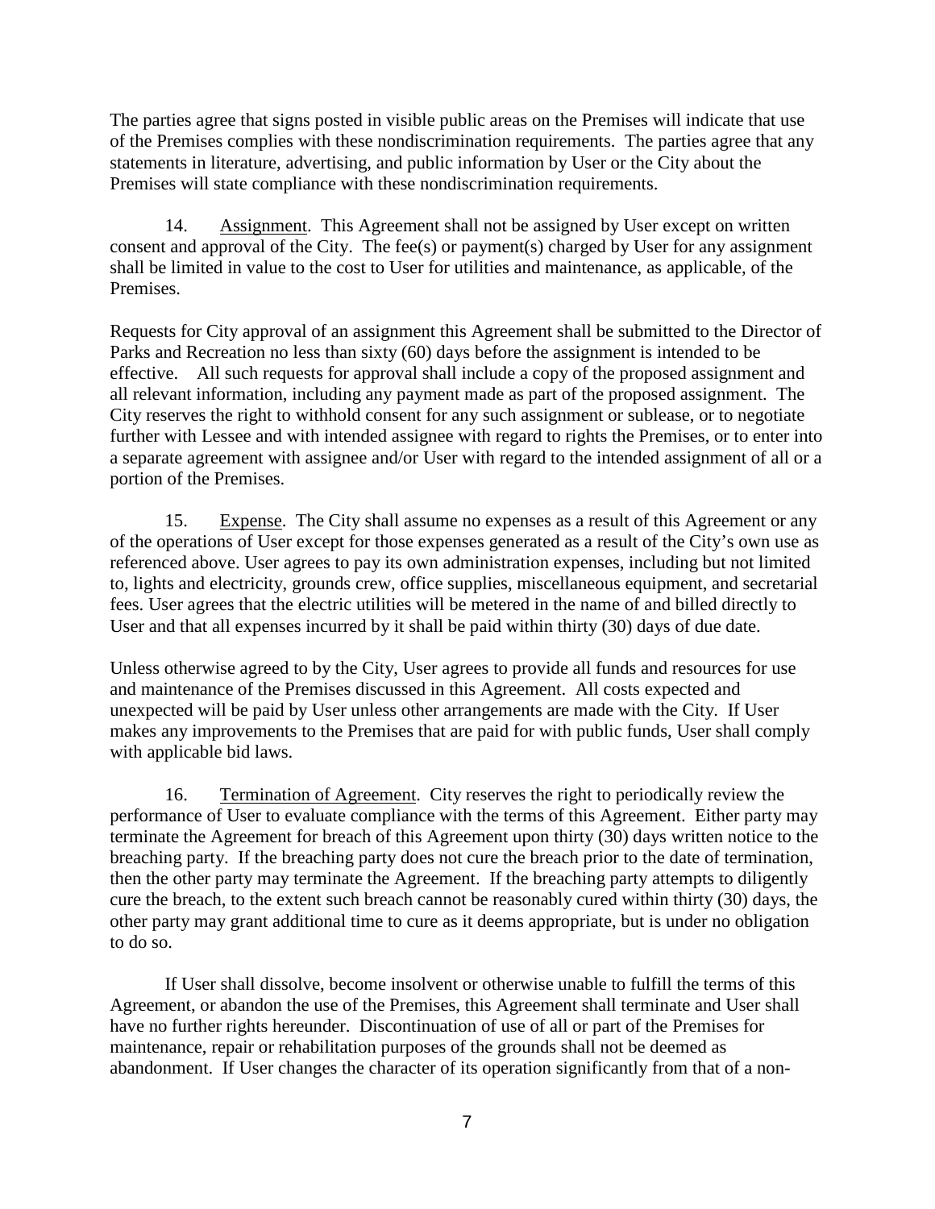The parties agree that signs posted in visible public areas on the Premises will indicate that use of the Premises complies with these nondiscrimination requirements. The parties agree that any statements in literature, advertising, and public information by User or the City about the Premises will state compliance with these nondiscrimination requirements.

14. Assignment. This Agreement shall not be assigned by User except on written consent and approval of the City. The fee(s) or payment(s) charged by User for any assignment shall be limited in value to the cost to User for utilities and maintenance, as applicable, of the Premises.

Requests for City approval of an assignment this Agreement shall be submitted to the Director of Parks and Recreation no less than sixty (60) days before the assignment is intended to be effective. All such requests for approval shall include a copy of the proposed assignment and all relevant information, including any payment made as part of the proposed assignment. The City reserves the right to withhold consent for any such assignment or sublease, or to negotiate further with Lessee and with intended assignee with regard to rights the Premises, or to enter into a separate agreement with assignee and/or User with regard to the intended assignment of all or a portion of the Premises.

15. Expense. The City shall assume no expenses as a result of this Agreement or any of the operations of User except for those expenses generated as a result of the City's own use as referenced above. User agrees to pay its own administration expenses, including but not limited to, lights and electricity, grounds crew, office supplies, miscellaneous equipment, and secretarial fees. User agrees that the electric utilities will be metered in the name of and billed directly to User and that all expenses incurred by it shall be paid within thirty (30) days of due date.

Unless otherwise agreed to by the City, User agrees to provide all funds and resources for use and maintenance of the Premises discussed in this Agreement. All costs expected and unexpected will be paid by User unless other arrangements are made with the City. If User makes any improvements to the Premises that are paid for with public funds, User shall comply with applicable bid laws.

16. Termination of Agreement. City reserves the right to periodically review the performance of User to evaluate compliance with the terms of this Agreement. Either party may terminate the Agreement for breach of this Agreement upon thirty (30) days written notice to the breaching party. If the breaching party does not cure the breach prior to the date of termination, then the other party may terminate the Agreement. If the breaching party attempts to diligently cure the breach, to the extent such breach cannot be reasonably cured within thirty (30) days, the other party may grant additional time to cure as it deems appropriate, but is under no obligation to do so.

If User shall dissolve, become insolvent or otherwise unable to fulfill the terms of this Agreement, or abandon the use of the Premises, this Agreement shall terminate and User shall have no further rights hereunder. Discontinuation of use of all or part of the Premises for maintenance, repair or rehabilitation purposes of the grounds shall not be deemed as abandonment. If User changes the character of its operation significantly from that of a non-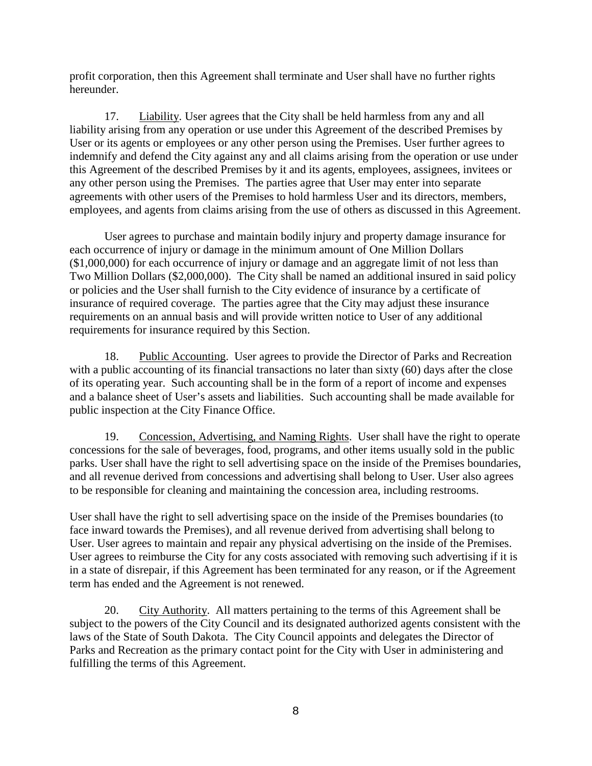profit corporation, then this Agreement shall terminate and User shall have no further rights hereunder.

17. Liability. User agrees that the City shall be held harmless from any and all liability arising from any operation or use under this Agreement of the described Premises by User or its agents or employees or any other person using the Premises. User further agrees to indemnify and defend the City against any and all claims arising from the operation or use under this Agreement of the described Premises by it and its agents, employees, assignees, invitees or any other person using the Premises. The parties agree that User may enter into separate agreements with other users of the Premises to hold harmless User and its directors, members, employees, and agents from claims arising from the use of others as discussed in this Agreement.

User agrees to purchase and maintain bodily injury and property damage insurance for each occurrence of injury or damage in the minimum amount of One Million Dollars ($1,000,000) for each occurrence of injury or damage and an aggregate limit of not less than Two Million Dollars ($2,000,000). The City shall be named an additional insured in said policy or policies and the User shall furnish to the City evidence of insurance by a certificate of insurance of required coverage. The parties agree that the City may adjust these insurance requirements on an annual basis and will provide written notice to User of any additional requirements for insurance required by this Section.

18. Public Accounting. User agrees to provide the Director of Parks and Recreation with a public accounting of its financial transactions no later than sixty (60) days after the close of its operating year. Such accounting shall be in the form of a report of income and expenses and a balance sheet of User's assets and liabilities. Such accounting shall be made available for public inspection at the City Finance Office.

19. Concession, Advertising, and Naming Rights. User shall have the right to operate concessions for the sale of beverages, food, programs, and other items usually sold in the public parks. User shall have the right to sell advertising space on the inside of the Premises boundaries, and all revenue derived from concessions and advertising shall belong to User. User also agrees to be responsible for cleaning and maintaining the concession area, including restrooms.

User shall have the right to sell advertising space on the inside of the Premises boundaries (to face inward towards the Premises), and all revenue derived from advertising shall belong to User. User agrees to maintain and repair any physical advertising on the inside of the Premises. User agrees to reimburse the City for any costs associated with removing such advertising if it is in a state of disrepair, if this Agreement has been terminated for any reason, or if the Agreement term has ended and the Agreement is not renewed.

20. City Authority. All matters pertaining to the terms of this Agreement shall be subject to the powers of the City Council and its designated authorized agents consistent with the laws of the State of South Dakota. The City Council appoints and delegates the Director of Parks and Recreation as the primary contact point for the City with User in administering and fulfilling the terms of this Agreement.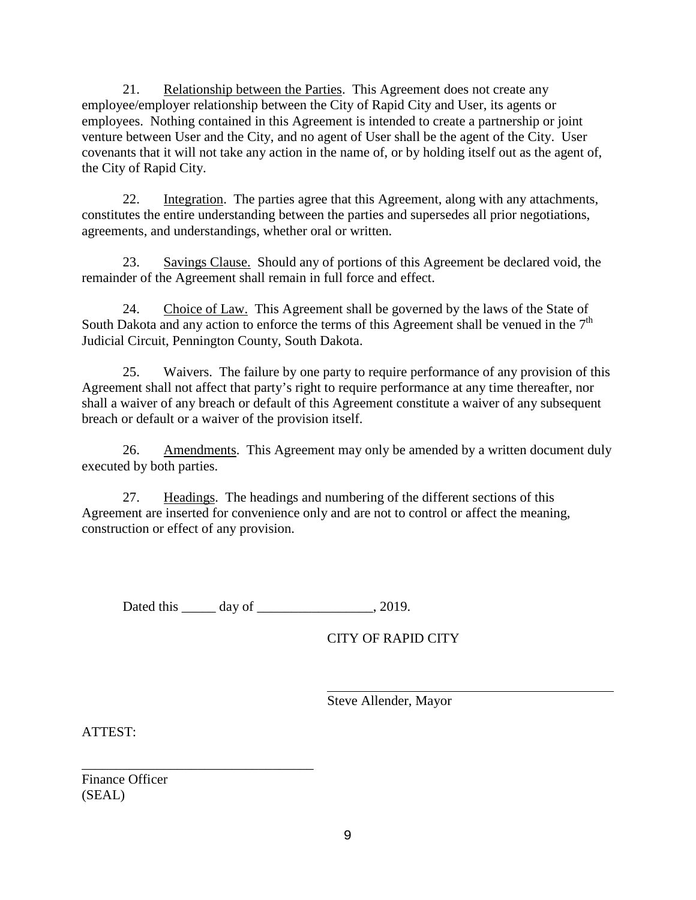21. Relationship between the Parties. This Agreement does not create any employee/employer relationship between the City of Rapid City and User, its agents or employees. Nothing contained in this Agreement is intended to create a partnership or joint venture between User and the City, and no agent of User shall be the agent of the City. User covenants that it will not take any action in the name of, or by holding itself out as the agent of, the City of Rapid City.

22. Integration. The parties agree that this Agreement, along with any attachments, constitutes the entire understanding between the parties and supersedes all prior negotiations, agreements, and understandings, whether oral or written.

23. Savings Clause. Should any of portions of this Agreement be declared void, the remainder of the Agreement shall remain in full force and effect.

24. Choice of Law. This Agreement shall be governed by the laws of the State of South Dakota and any action to enforce the terms of this Agreement shall be venued in the 7th Judicial Circuit, Pennington County, South Dakota.

25. Waivers. The failure by one party to require performance of any provision of this Agreement shall not affect that party's right to require performance at any time thereafter, nor shall a waiver of any breach or default of this Agreement constitute a waiver of any subsequent breach or default or a waiver of the provision itself.

26. Amendments. This Agreement may only be amended by a written document duly executed by both parties.

27. Headings. The headings and numbering of the different sections of this Agreement are inserted for convenience only and are not to control or affect the meaning, construction or effect of any provision.

Dated this _____ day of _________________, 2019.

CITY OF RAPID CITY

_______________________________________
Steve Allender, Mayor

ATTEST:

_______________________________________
Finance Officer
(SEAL)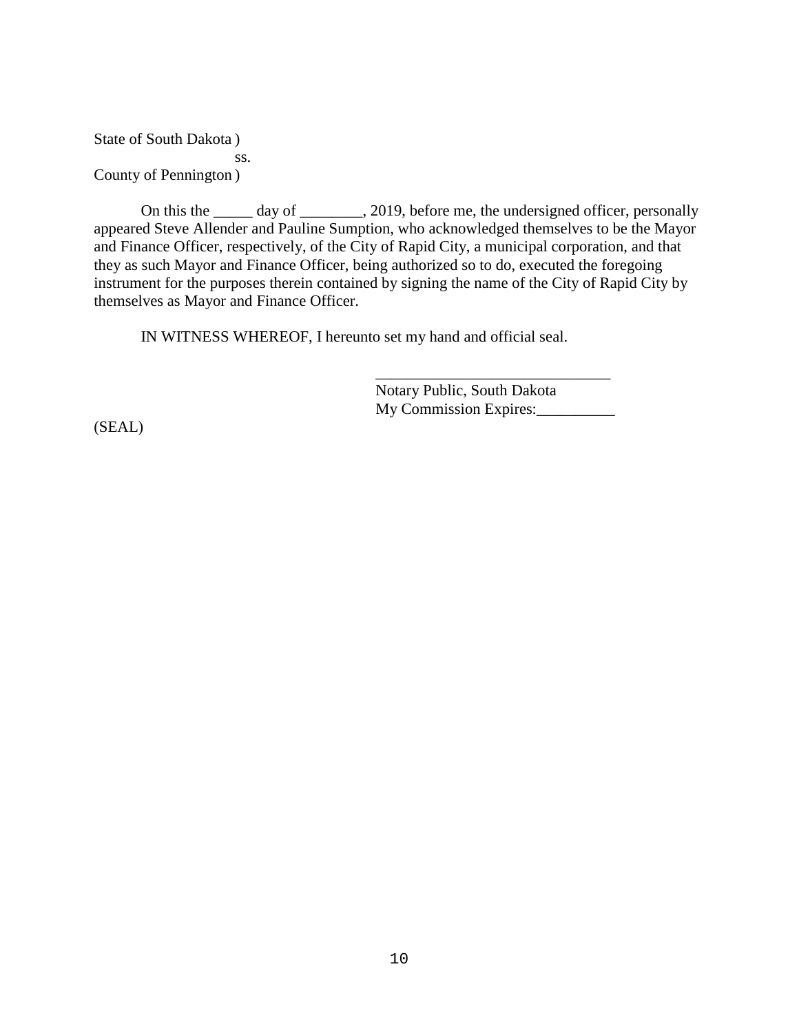State of South Dakota )
ss.
County of Pennington )

On this the _____ day of ________, 2019, before me, the undersigned officer, personally appeared Steve Allender and Pauline Sumption, who acknowledged themselves to be the Mayor and Finance Officer, respectively, of the City of Rapid City, a municipal corporation, and that they as such Mayor and Finance Officer, being authorized so to do, executed the foregoing instrument for the purposes therein contained by signing the name of the City of Rapid City by themselves as Mayor and Finance Officer.

IN WITNESS WHEREOF, I hereunto set my hand and official seal.

_______________________________
Notary Public, South Dakota
My Commission Expires:__________

(SEAL)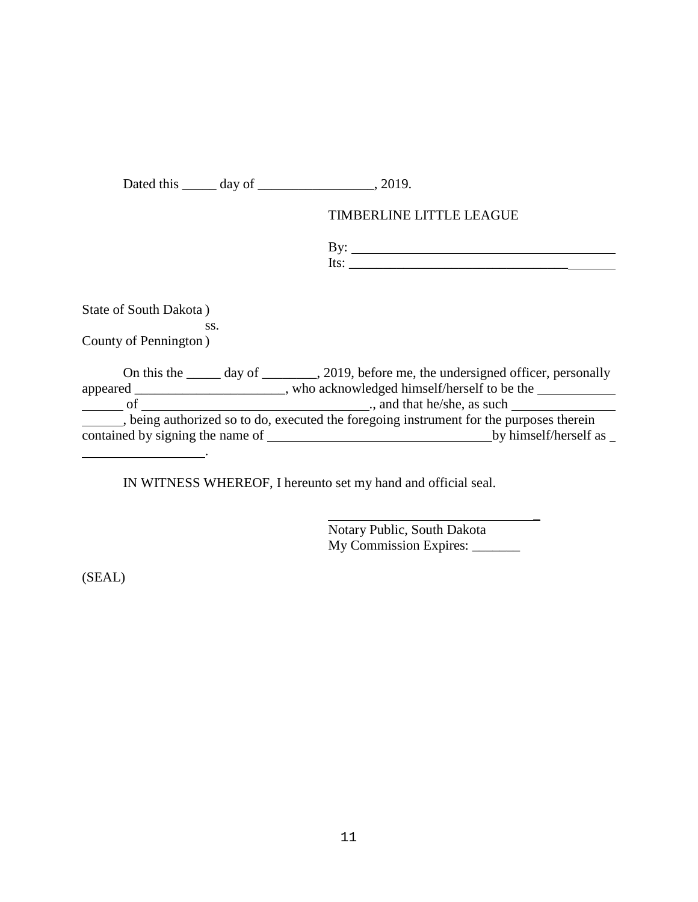Dated this _____ day of _________________, 2019.

TIMBERLINE LITTLE LEAGUE

By: ________________________________________
Its: ________________________________________

State of South Dakota )
ss.
County of Pennington )

On this the _____ day of ________, 2019, before me, the undersigned officer, personally appeared ______________________, who acknowledged himself/herself to be the ____________ ______ of __________________________________., and that he/she, as such ________________ ______, being authorized so to do, executed the foregoing instrument for the purposes therein contained by signing the name of __________________________________by himself/herself as _ ___________________.

IN WITNESS WHEREOF, I hereunto set my hand and official seal.

_______________________________
Notary Public, South Dakota
My Commission Expires: _______

(SEAL)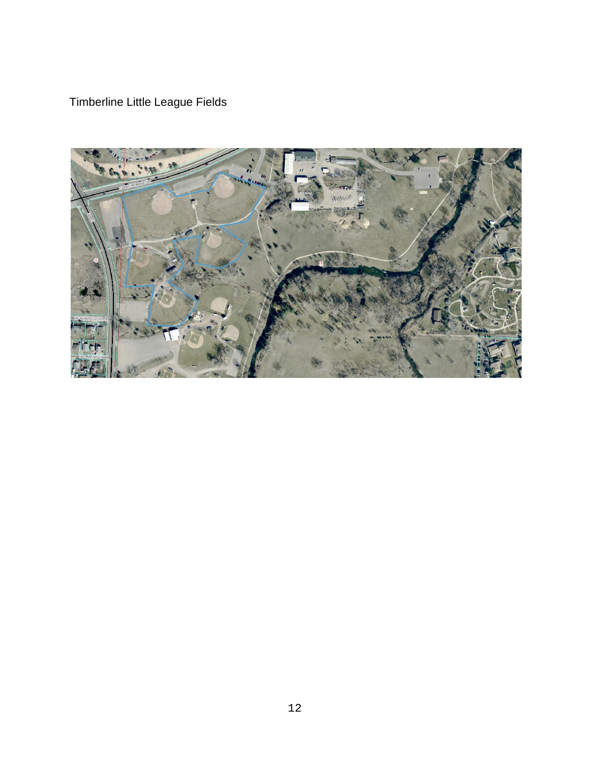Timberline Little League Fields